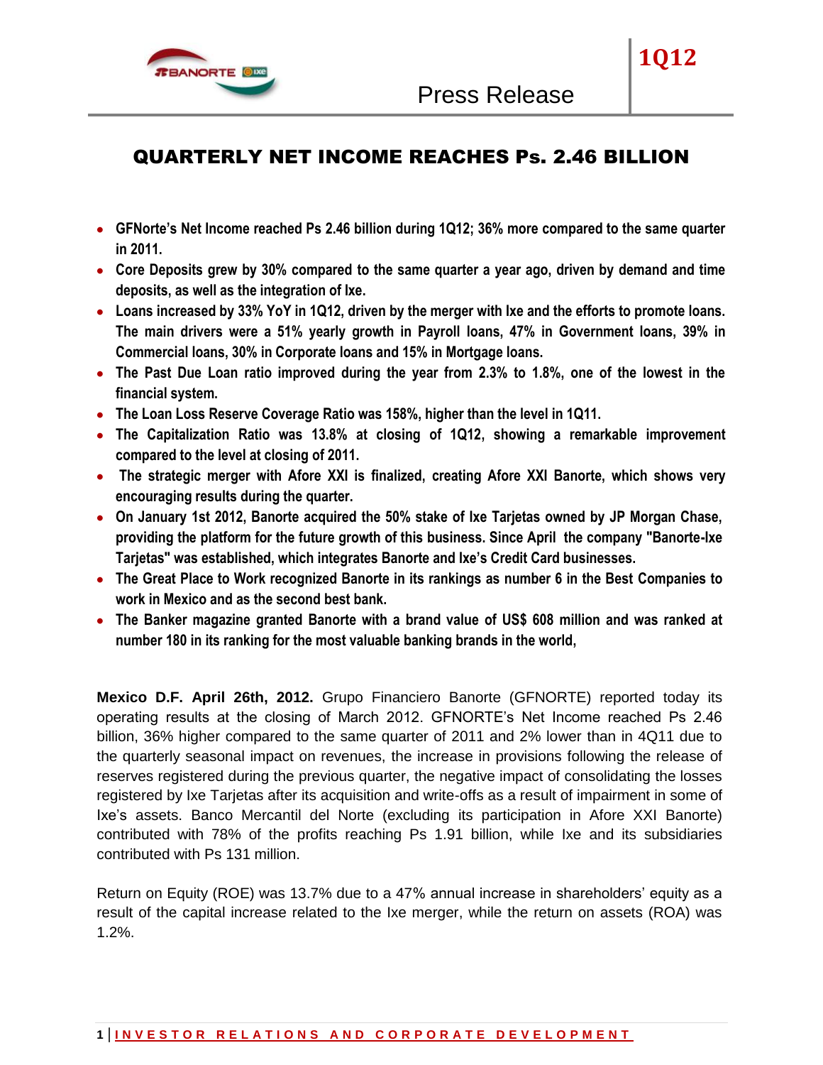# QUARTERLY NET INCOME REACHES Ps. 2.46 BILLION

- **GFNorte's Net Income reached Ps 2.46 billion during 1Q12; 36% more compared to the same quarter in 2011.**
- **Core Deposits grew by 30% compared to the same quarter a year ago, driven by demand and time deposits, as well as the integration of Ixe.**
- **Loans increased by 33% YoY in 1Q12, driven by the merger with Ixe and the efforts to promote loans. The main drivers were a 51% yearly growth in Payroll loans, 47% in Government loans, 39% in Commercial loans, 30% in Corporate loans and 15% in Mortgage loans.**
- **The Past Due Loan ratio improved during the year from 2.3% to 1.8%, one of the lowest in the financial system.**
- **The Loan Loss Reserve Coverage Ratio was 158%, higher than the level in 1Q11.**
- **The Capitalization Ratio was 13.8% at closing of 1Q12, showing a remarkable improvement compared to the level at closing of 2011.**
- **The strategic merger with Afore XXI is finalized, creating Afore XXI Banorte, which shows very encouraging results during the quarter.**
- **On January 1st 2012, Banorte acquired the 50% stake of Ixe Tarjetas owned by JP Morgan Chase, providing the platform for the future growth of this business. Since April the company "Banorte-Ixe Tarjetas" was established, which integrates Banorte and Ixe's Credit Card businesses.**
- **The Great Place to Work recognized Banorte in its rankings as number 6 in the Best Companies to work in Mexico and as the second best bank.**
- **The Banker magazine granted Banorte with a brand value of US$ 608 million and was ranked at number 180 in its ranking for the most valuable banking brands in the world,**

**Mexico D.F. April 26th, 2012.** Grupo Financiero Banorte (GFNORTE) reported today its operating results at the closing of March 2012. GFNORTE's Net Income reached Ps 2.46 billion, 36% higher compared to the same quarter of 2011 and 2% lower than in 4Q11 due to the quarterly seasonal impact on revenues, the increase in provisions following the release of reserves registered during the previous quarter, the negative impact of consolidating the losses registered by Ixe Tarjetas after its acquisition and write-offs as a result of impairment in some of Ixe's assets. Banco Mercantil del Norte (excluding its participation in Afore XXI Banorte) contributed with 78% of the profits reaching Ps 1.91 billion, while Ixe and its subsidiaries contributed with Ps 131 million.

Return on Equity (ROE) was 13.7% due to a 47% annual increase in shareholders' equity as a result of the capital increase related to the Ixe merger, while the return on assets (ROA) was 1.2%.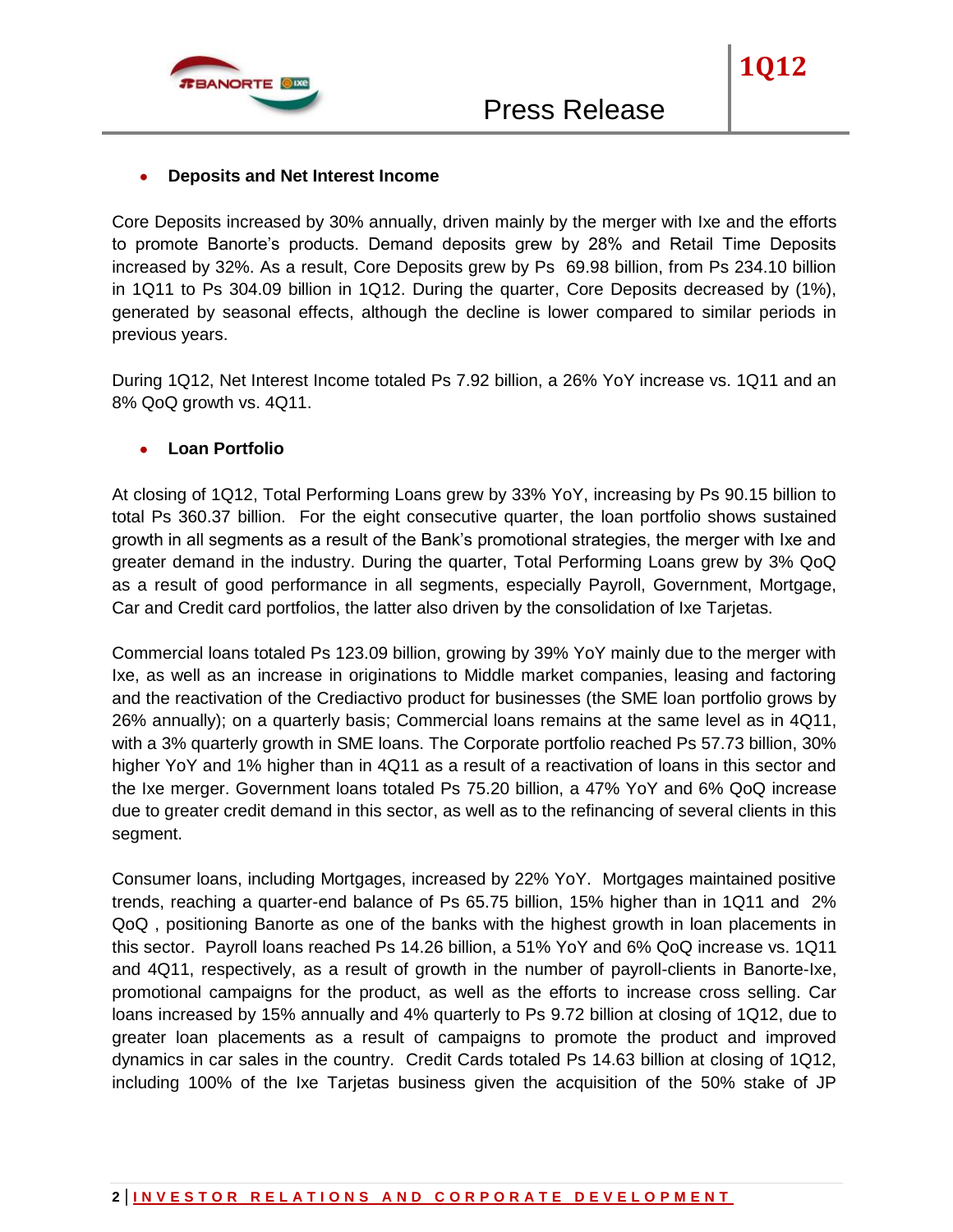- **Deposits and Net Interest Income**

Core Deposits increased by 30% annually, driven mainly by the merger with Ixe and the efforts to promote Banorte's products. Demand deposits grew by 28% and Retail Time Deposits increased by 32%. As a result, Core Deposits grew by Ps 69.98 billion, from Ps 234.10 billion in 1Q11 to Ps 304.09 billion in 1Q12. During the quarter, Core Deposits decreased by (1%), generated by seasonal effects, although the decline is lower compared to similar periods in previous years.

During 1Q12, Net Interest Income totaled Ps 7.92 billion, a 26% YoY increase vs. 1Q11 and an 8% QoQ growth vs. 4Q11.

- **Loan Portfolio**

At closing of 1Q12, Total Performing Loans grew by 33% YoY, increasing by Ps 90.15 billion to total Ps 360.37 billion. For the eight consecutive quarter, the loan portfolio shows sustained growth in all segments as a result of the Bank's promotional strategies, the merger with Ixe and greater demand in the industry. During the quarter, Total Performing Loans grew by 3% QoQ as a result of good performance in all segments, especially Payroll, Government, Mortgage, Car and Credit card portfolios, the latter also driven by the consolidation of Ixe Tarjetas.

Commercial loans totaled Ps 123.09 billion, growing by 39% YoY mainly due to the merger with Ixe, as well as an increase in originations to Middle market companies, leasing and factoring and the reactivation of the Crediactivo product for businesses (the SME loan portfolio grows by 26% annually); on a quarterly basis; Commercial loans remains at the same level as in 4Q11, with a 3% quarterly growth in SME loans. The Corporate portfolio reached Ps 57.73 billion, 30% higher YoY and 1% higher than in 4Q11 as a result of a reactivation of loans in this sector and the Ixe merger. Government loans totaled Ps 75.20 billion, a 47% YoY and 6% QoQ increase due to greater credit demand in this sector, as well as to the refinancing of several clients in this segment.

Consumer loans, including Mortgages, increased by 22% YoY. Mortgages maintained positive trends, reaching a quarter-end balance of Ps 65.75 billion, 15% higher than in 1Q11 and 2% QoQ , positioning Banorte as one of the banks with the highest growth in loan placements in this sector. Payroll loans reached Ps 14.26 billion, a 51% YoY and 6% QoQ increase vs. 1Q11 and 4Q11, respectively, as a result of growth in the number of payroll-clients in Banorte-Ixe, promotional campaigns for the product, as well as the efforts to increase cross selling. Car loans increased by 15% annually and 4% quarterly to Ps 9.72 billion at closing of 1Q12, due to greater loan placements as a result of campaigns to promote the product and improved dynamics in car sales in the country. Credit Cards totaled Ps 14.63 billion at closing of 1Q12, including 100% of the Ixe Tarjetas business given the acquisition of the 50% stake of JP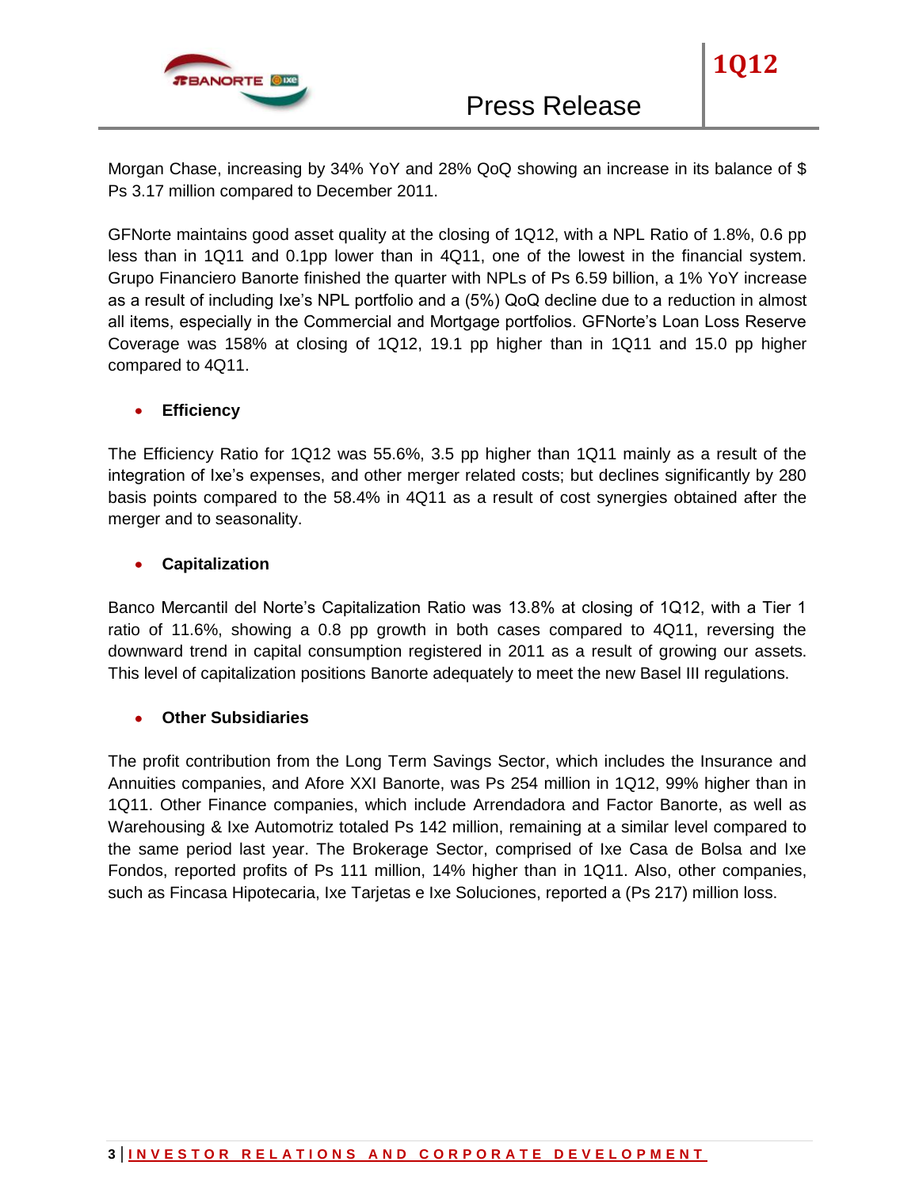Morgan Chase, increasing by 34% YoY and 28% QoQ showing an increase in its balance of $ Ps 3.17 million compared to December 2011.

GFNorte maintains good asset quality at the closing of 1Q12, with a NPL Ratio of 1.8%, 0.6 pp less than in 1Q11 and 0.1pp lower than in 4Q11, one of the lowest in the financial system. Grupo Financiero Banorte finished the quarter with NPLs of Ps 6.59 billion, a 1% YoY increase as a result of including Ixe's NPL portfolio and a (5%) QoQ decline due to a reduction in almost all items, especially in the Commercial and Mortgage portfolios. GFNorte's Loan Loss Reserve Coverage was 158% at closing of 1Q12, 19.1 pp higher than in 1Q11 and 15.0 pp higher compared to 4Q11.

- **Efficiency**

The Efficiency Ratio for 1Q12 was 55.6%, 3.5 pp higher than 1Q11 mainly as a result of the integration of Ixe's expenses, and other merger related costs; but declines significantly by 280 basis points compared to the 58.4% in 4Q11 as a result of cost synergies obtained after the merger and to seasonality.

- **Capitalization**

Banco Mercantil del Norte's Capitalization Ratio was 13.8% at closing of 1Q12, with a Tier 1 ratio of 11.6%, showing a 0.8 pp growth in both cases compared to 4Q11, reversing the downward trend in capital consumption registered in 2011 as a result of growing our assets. This level of capitalization positions Banorte adequately to meet the new Basel III regulations.

- **Other Subsidiaries**

The profit contribution from the Long Term Savings Sector, which includes the Insurance and Annuities companies, and Afore XXI Banorte, was Ps 254 million in 1Q12, 99% higher than in 1Q11. Other Finance companies, which include Arrendadora and Factor Banorte, as well as Warehousing & Ixe Automotriz totaled Ps 142 million, remaining at a similar level compared to the same period last year. The Brokerage Sector, comprised of Ixe Casa de Bolsa and Ixe Fondos, reported profits of Ps 111 million, 14% higher than in 1Q11. Also, other companies, such as Fincasa Hipotecaria, Ixe Tarjetas e Ixe Soluciones, reported a (Ps 217) million loss.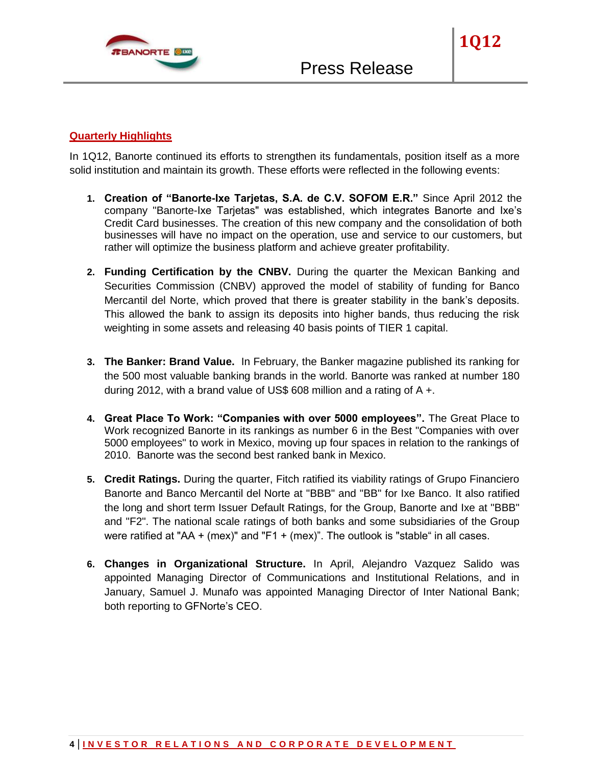## Quarterly Highlights

In 1Q12, Banorte continued its efforts to strengthen its fundamentals, position itself as a more solid institution and maintain its growth. These efforts were reflected in the following events:

1. **Creation of "Banorte-Ixe Tarjetas, S.A. de C.V. SOFOM E.R."** Since April 2012 the company "Banorte-Ixe Tarjetas" was established, which integrates Banorte and Ixe's Credit Card businesses. The creation of this new company and the consolidation of both businesses will have no impact on the operation, use and service to our customers, but rather will optimize the business platform and achieve greater profitability.

2. **Funding Certification by the CNBV.** During the quarter the Mexican Banking and Securities Commission (CNBV) approved the model of stability of funding for Banco Mercantil del Norte, which proved that there is greater stability in the bank's deposits. This allowed the bank to assign its deposits into higher bands, thus reducing the risk weighting in some assets and releasing 40 basis points of TIER 1 capital.

3. **The Banker: Brand Value.** In February, the Banker magazine published its ranking for the 500 most valuable banking brands in the world. Banorte was ranked at number 180 during 2012, with a brand value of US$ 608 million and a rating of A +.

4. **Great Place To Work: "Companies with over 5000 employees".** The Great Place to Work recognized Banorte in its rankings as number 6 in the Best "Companies with over 5000 employees" to work in Mexico, moving up four spaces in relation to the rankings of 2010. Banorte was the second best ranked bank in Mexico.

5. **Credit Ratings.** During the quarter, Fitch ratified its viability ratings of Grupo Financiero Banorte and Banco Mercantil del Norte at "BBB" and "BB" for Ixe Banco. It also ratified the long and short term Issuer Default Ratings, for the Group, Banorte and Ixe at "BBB" and "F2". The national scale ratings of both banks and some subsidiaries of the Group were ratified at "AA + (mex)" and "F1 + (mex)". The outlook is "stable" in all cases.

6. **Changes in Organizational Structure.** In April, Alejandro Vazquez Salido was appointed Managing Director of Communications and Institutional Relations, and in January, Samuel J. Munafo was appointed Managing Director of Inter National Bank; both reporting to GFNorte's CEO.